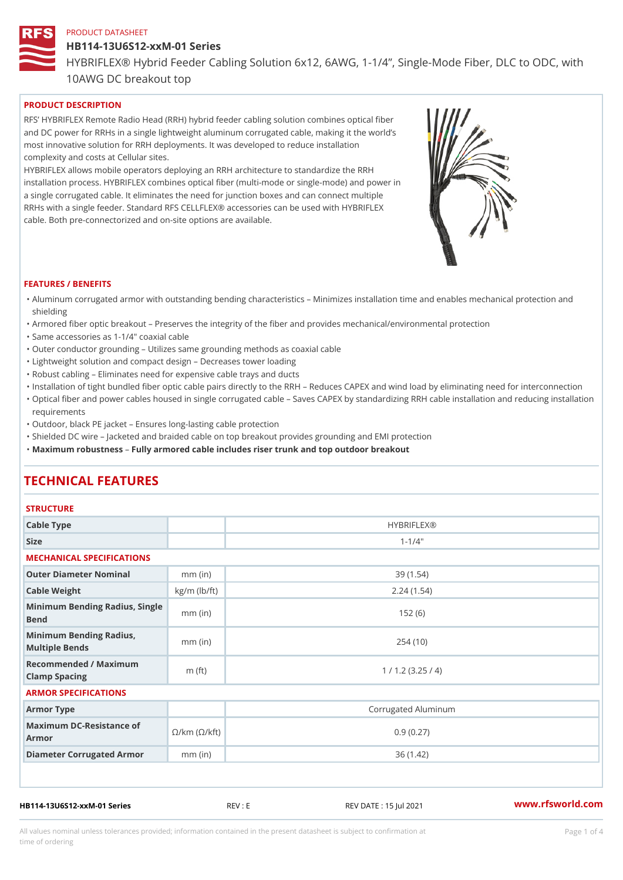PRODUCT DATASHEET

# HB114-13U6S12-xxM-01 Series

HYBRIFLEX® Hybrid Feeder Cabling Solution 6x12, 6AWG, 1-1/4", Single-Mode Fiber, DLC to ODC, with 10AWG DC breakout top

## PRODUCT DESCRIPTION

RFS' HYBRIFLEX Remote Radio Head (RRH) hybrid feeder cabling solution combines optical fiber and DC power for RRHs in a single lightweight aluminum corrugated cable, making it the world's most innovative solution for RRH deployments. It was developed to reduce installation complexity and costs at Cellular sites.

HYBRIFLEX allows mobile operators deploying an RRH architecture to standardize the RRH installation process. HYBRIFLEX combines optical fiber (multi-mode or single-mode) and power in a single corrugated cable. It eliminates the need for junction boxes and can connect multiple RRHs with a single feeder. Standard RFS CELLFLEX® accessories can be used with HYBRIFLEX cable. Both pre-connectorized and on-site options are available.

## FEATURES / BENEFITS

- Aluminum corrugated armor with outstanding bending characteristics – Minimizes installation time and enables mechanical protection and shielding
- Armored fiber optic breakout – Preserves the integrity of the fiber and provides mechanical/environmental protection
- Same accessories as 1-1/4" coaxial cable
- Outer conductor grounding – Utilizes same grounding methods as coaxial cable
- Lightweight solution and compact design – Decreases tower loading
- Robust cabling – Eliminates need for expensive cable trays and ducts
- Installation of tight bundled fiber optic cable pairs directly to the RRH – Reduces CAPEX and wind load by eliminating need for interconnection
- Optical fiber and power cables housed in single corrugated cable – Saves CAPEX by standardizing RRH cable installation and reducing installation requirements
- Outdoor, black PE jacket – Ensures long-lasting cable protection
- Shielded DC wire – Jacketed and braided cable on top breakout provides grounding and EMI protection
- **Maximum robustness – Fully armored cable includes riser trunk and top outdoor breakout**

# TECHNICAL FEATURES

## STRUCTURE

| | | |
|---|---|---|
| Cable Type | | HYBRIFLEX® |
| Size | | 1-1/4" |

## MECHANICAL SPECIFICATIONS

| | | |
|---|---|---|
| Outer Diameter Nominal | mm (in) | 39 (1.54) |
| Cable Weight | kg/m (lb/ft) | 2.24 (1.54) |
| Minimum Bending Radius, Single Bend | mm (in) | 152 (6) |
| Minimum Bending Radius, Multiple Bends | mm (in) | 254 (10) |
| Recommended / Maximum Clamp Spacing | m (ft) | 1 / 1.2 (3.25 / 4) |

## ARMOR SPECIFICATIONS

| | | |
|---|---|---|
| Armor Type | | Corrugated Aluminum |
| Maximum DC-Resistance of Armor | Ω/km (Ω/kft) | 0.9 (0.27) |
| Diameter Corrugated Armor | mm (in) | 36 (1.42) |

HB114-13U6S12-xxM-01 Series REV : E REV DATE : 15 Jul 2021 www.rfsworld.com

All values nominal unless tolerances provided; information contained in the present datasheet is subject to confirmation at time of ordering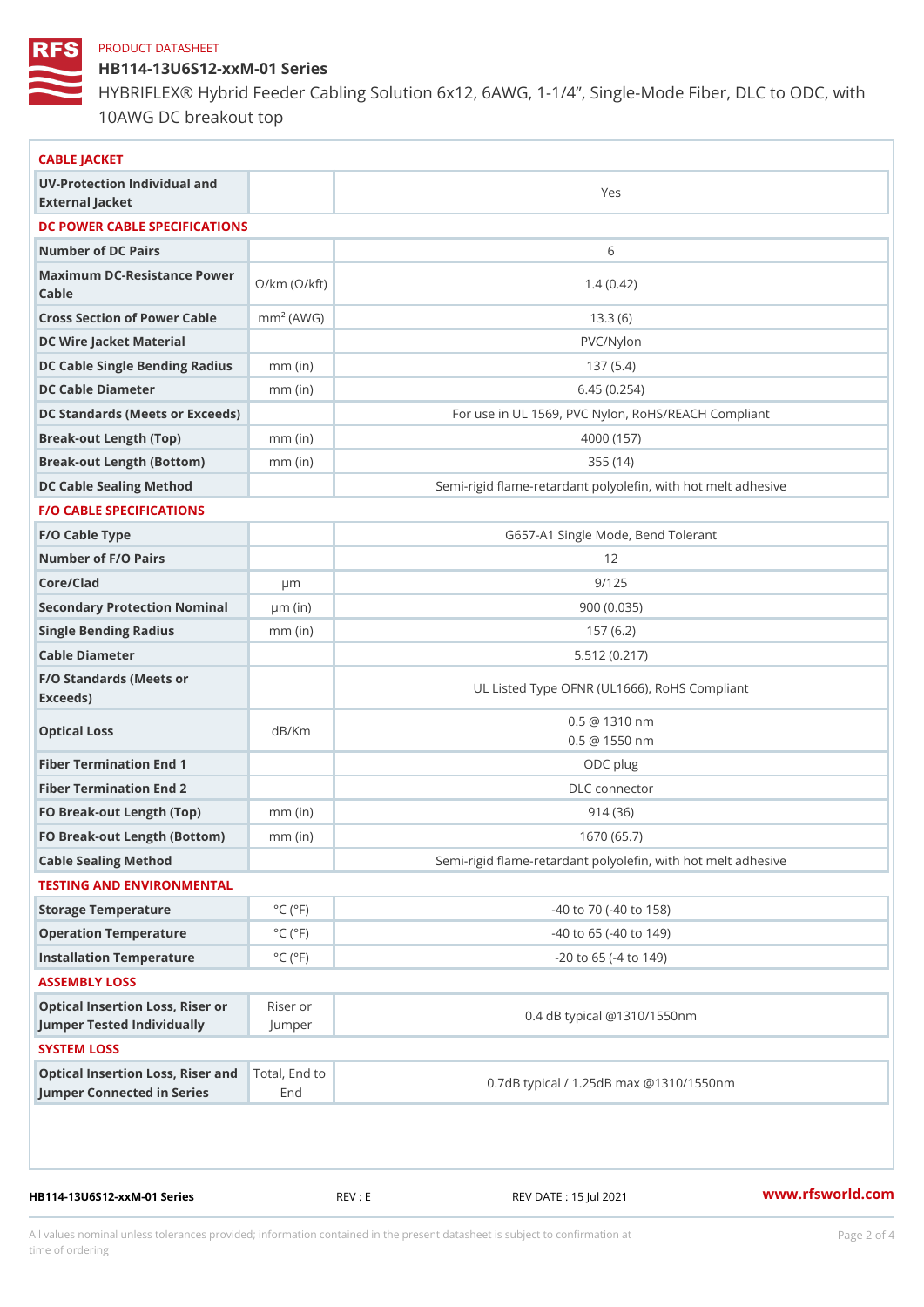PRODUCT DATASHEET

# HB114-13U6S12-xxM-01 Series

HYBRIFLEX® Hybrid Feeder Cabling Solution 6x12, 6AWG, 1-1/4", Single-Mode Fiber, DLC to ODC, with 10AWG DC breakout top

## CABLE JACKET

| | | |
|---|---|---|
| UV-Protection Individual and External Jacket | | Yes |

## DC POWER CABLE SPECIFICATIONS

| | | |
|---|---|---|
| Number of DC Pairs | | 6 |
| Maximum DC-Resistance Power Cable | Ω/km (Ω/kft) | 1.4 (0.42) |
| Cross Section of Power Cable | $mm^2$ (AWG) | 13.3 (6) |
| DC Wire Jacket Material | | PVC/Nylon |
| DC Cable Single Bending Radius | mm (in) | 137 (5.4) |
| DC Cable Diameter | mm (in) | 6.45 (0.254) |
| DC Standards (Meets or Exceeds) | | For use in UL 1569, PVC Nylon, RoHS/REACH Compliant |
| Break-out Length (Top) | mm (in) | 4000 (157) |
| Break-out Length (Bottom) | mm (in) | 355 (14) |
| DC Cable Sealing Method | | Semi-rigid flame-retardant polyolefin, with hot melt adhesive |

## F/O CABLE SPECIFICATIONS

| | | |
|---|---|---|
| F/O Cable Type | | G657-A1 Single Mode, Bend Tolerant |
| Number of F/O Pairs | | 12 |
| Core/Clad | μm | 9/125 |
| Secondary Protection Nominal | μm (in) | 900 (0.035) |
| Single Bending Radius | mm (in) | 157 (6.2) |
| Cable Diameter | | 5.512 (0.217) |
| F/O Standards (Meets or Exceeds) | | UL Listed Type OFNR (UL1666), RoHS Compliant |
| Optical Loss | dB/Km | 0.5 @ 1310 nm<br>0.5 @ 1550 nm |
| Fiber Termination End 1 | | ODC plug |
| Fiber Termination End 2 | | DLC connector |
| FO Break-out Length (Top) | mm (in) | 914 (36) |
| FO Break-out Length (Bottom) | mm (in) | 1670 (65.7) |
| Cable Sealing Method | | Semi-rigid flame-retardant polyolefin, with hot melt adhesive |

## TESTING AND ENVIRONMENTAL

| | | |
|---|---|---|
| Storage Temperature | °C (°F) | -40 to 70 (-40 to 158) |
| Operation Temperature | °C (°F) | -40 to 65 (-40 to 149) |
| Installation Temperature | °C (°F) | -20 to 65 (-4 to 149) |

## ASSEMBLY LOSS

| | | |
|---|---|---|
| Optical Insertion Loss, Riser or Jumper Tested Individually | Riser or Jumper | 0.4 dB typical @1310/1550nm |

## SYSTEM LOSS

| | | |
|---|---|---|
| Optical Insertion Loss, Riser and Jumper Connected in Series | Total, End to End | 0.7dB typical / 1.25dB max @1310/1550nm |

HB114-13U6S12-xxM-01 Series REV : E REV DATE : 15 Jul 2021 www.rfsworld.com

All values nominal unless tolerances provided; information contained in the present datasheet is subject to confirmation at time of ordering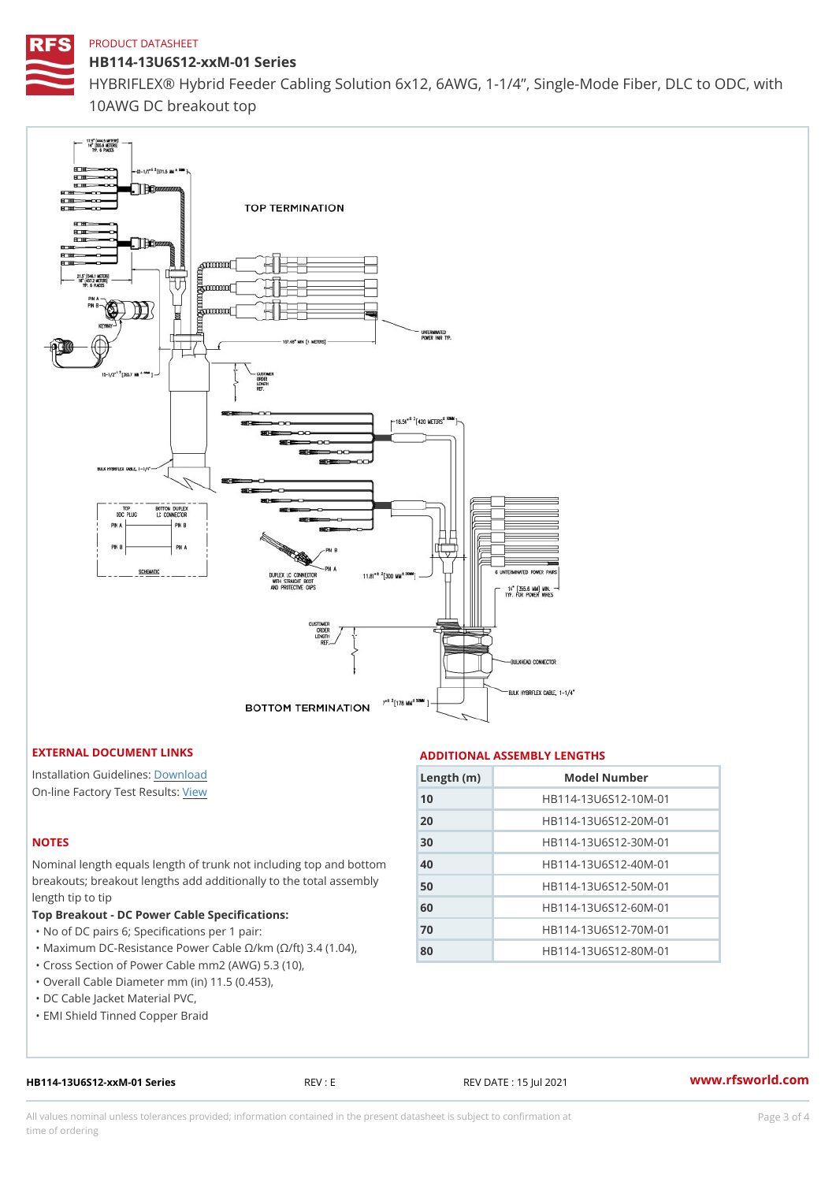PRODUCT DATASHEET

# HB114-13U6S12-xxM-01 Series

HYBRIFLEX® Hybrid Feeder Cabling Solution 6x12, 6AWG, 1-1/4", Single-Mode Fiber, DLC to ODC, with 10AWG DC breakout top

## EXTERNAL DOCUMENT LINKS

Installation Guidelines: Download

On-line Factory Test Results: View

## NOTES

Nominal length equals length of trunk not including top and bottom breakouts; breakout lengths add additionally to the total assembly length tip to tip

**Top Breakout - DC Power Cable Specifications:**

- No of DC pairs 6; Specifications per 1 pair:
- Maximum DC-Resistance Power Cable Ω/km (Ω/ft) 3.4 (1.04),
- Cross Section of Power Cable mm2 (AWG) 5.3 (10),
- Overall Cable Diameter mm (in) 11.5 (0.453),
- DC Cable Jacket Material PVC,
- EMI Shield Tinned Copper Braid

## ADDITIONAL ASSEMBLY LENGTHS

| Length (m) | Model Number |
|---|---|
| 10 | HB114-13U6S12-10M-01 |
| 20 | HB114-13U6S12-20M-01 |
| 30 | HB114-13U6S12-30M-01 |
| 40 | HB114-13U6S12-40M-01 |
| 50 | HB114-13U6S12-50M-01 |
| 60 | HB114-13U6S12-60M-01 |
| 70 | HB114-13U6S12-70M-01 |
| 80 | HB114-13U6S12-80M-01 |

HB114-13U6S12-xxM-01 Series REV : E REV DATE : 15 Jul 2021 www.rfsworld.com

All values nominal unless tolerances provided; information contained in the present datasheet is subject to confirmation at time of ordering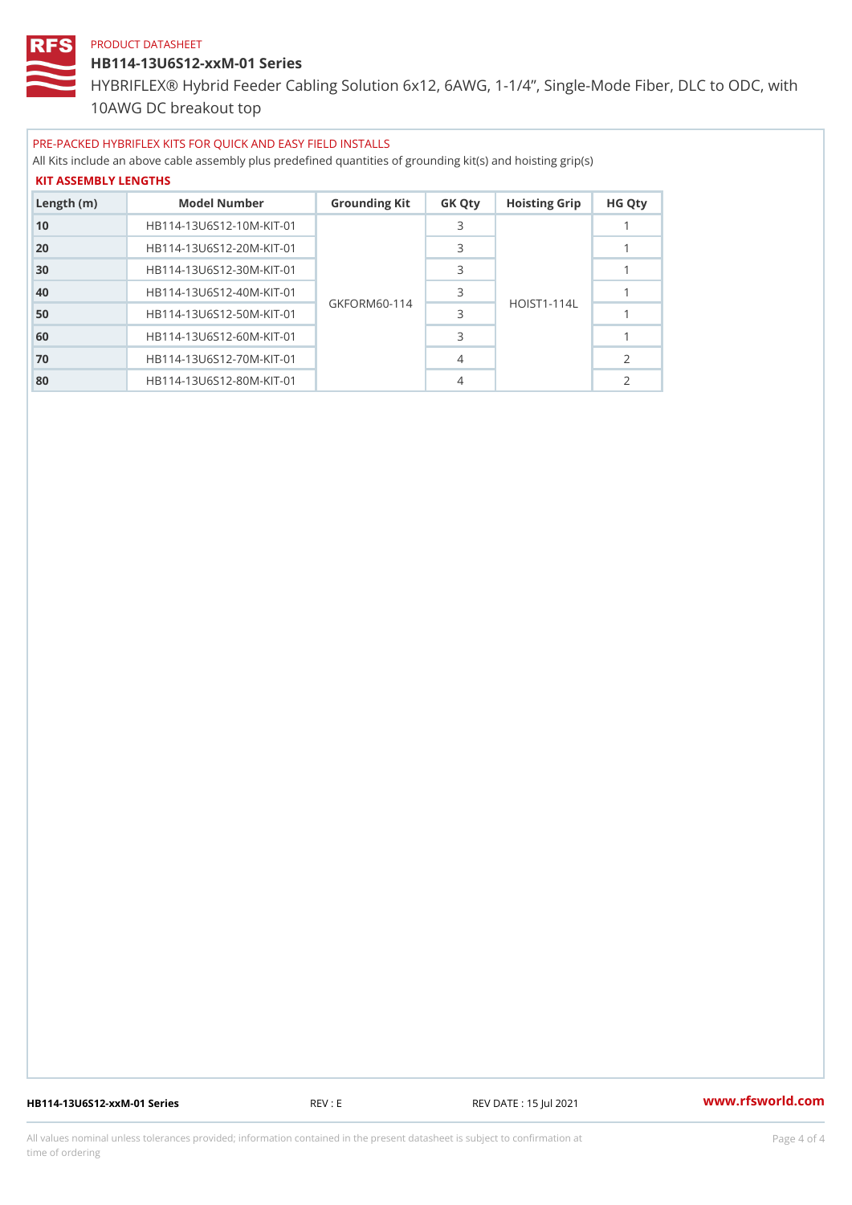PRODUCT DATASHEET

# HB114-13U6S12-xxM-01 Series

HYBRIFLEX® Hybrid Feeder Cabling Solution 6x12, 6AWG, 1-1/4", Single-Mode Fiber, DLC to ODC, with 10AWG DC breakout top

PRE-PACKED HYBRIFLEX KITS FOR QUICK AND EASY FIELD INSTALLS

All Kits include an above cable assembly plus predefined quantities of grounding kit(s) and hoisting grip(s)

KIT ASSEMBLY LENGTHS

| Length (m) | Model Number | Grounding Kit | GK Qty | Hoisting Grip | HG Qty |
|---|---|---|---|---|---|
| 10 | HB114-13U6S12-10M-KIT-01 | GKFORM60-114 | 3 | HOIST1-114L | 1 |
| 20 | HB114-13U6S12-20M-KIT-01 | GKFORM60-114 | 3 | HOIST1-114L | 1 |
| 30 | HB114-13U6S12-30M-KIT-01 | GKFORM60-114 | 3 | HOIST1-114L | 1 |
| 40 | HB114-13U6S12-40M-KIT-01 | GKFORM60-114 | 3 | HOIST1-114L | 1 |
| 50 | HB114-13U6S12-50M-KIT-01 | GKFORM60-114 | 3 | HOIST1-114L | 1 |
| 60 | HB114-13U6S12-60M-KIT-01 | GKFORM60-114 | 3 | HOIST1-114L | 1 |
| 70 | HB114-13U6S12-70M-KIT-01 | GKFORM60-114 | 4 | HOIST1-114L | 2 |
| 80 | HB114-13U6S12-80M-KIT-01 | GKFORM60-114 | 4 | HOIST1-114L | 2 |